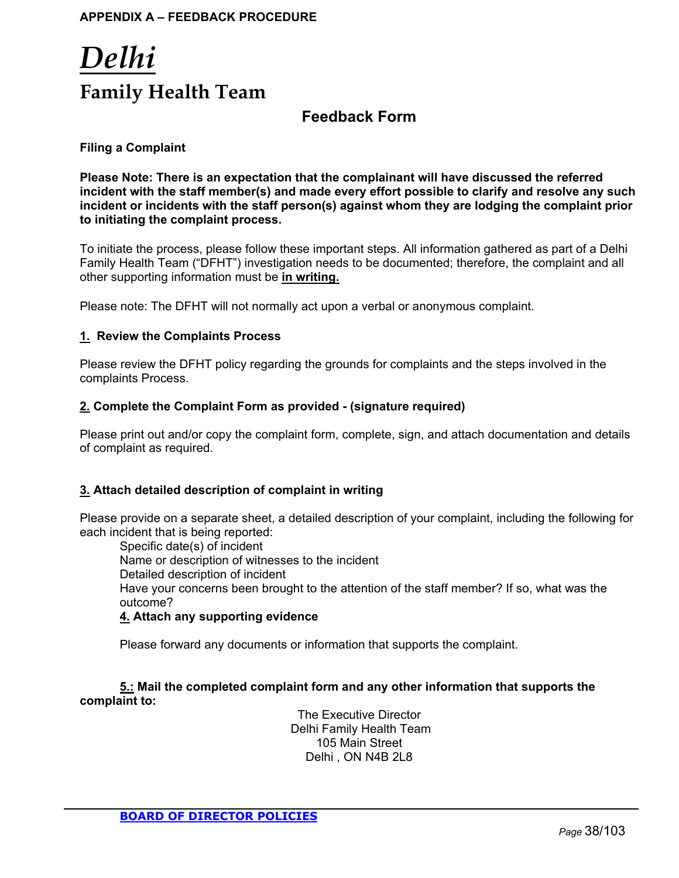**APPENDIX A – FEEDBACK PROCEDURE**

# *Delhi*

## Family Health Team

### Feedback Form

**Filing a Complaint**

**Please Note: There is an expectation that the complainant will have discussed the referred incident with the staff member(s) and made every effort possible to clarify and resolve any such incident or incidents with the staff person(s) against whom they are lodging the complaint prior to initiating the complaint process.**

To initiate the process, please follow these important steps. All information gathered as part of a Delhi Family Health Team ("DFHT") investigation needs to be documented; therefore, the complaint and all other supporting information must be **in writing.**

Please note: The DFHT will not normally act upon a verbal or anonymous complaint.

**1. Review the Complaints Process**

Please review the DFHT policy regarding the grounds for complaints and the steps involved in the complaints Process.

**2. Complete the Complaint Form as provided - (signature required)**

Please print out and/or copy the complaint form, complete, sign, and attach documentation and details of complaint as required.

**3. Attach detailed description of complaint in writing**

Please provide on a separate sheet, a detailed description of your complaint, including the following for each incident that is being reported:

- Specific date(s) of incident
- Name or description of witnesses to the incident
- Detailed description of incident
- Have your concerns been brought to the attention of the staff member? If so, what was the outcome?

**4. Attach any supporting evidence**

Please forward any documents or information that supports the complaint.

**5.: Mail the completed complaint form and any other information that supports the complaint to:**

The Executive Director
Delhi Family Health Team
105 Main Street
Delhi , ON N4B 2L8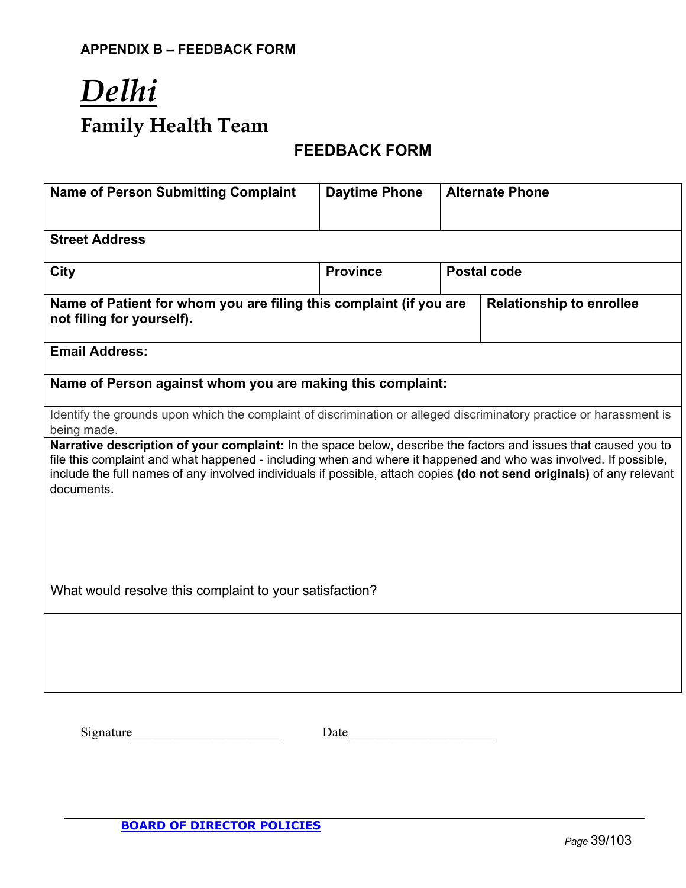**APPENDIX B – FEEDBACK FORM**

# *Delhi*

## Family Health Team

### FEEDBACK FORM

| | | | |
|---|---|---|---|
| **Name of Person Submitting Complaint** | **Daytime Phone** | **Alternate Phone** | |
| **Street Address** | | | |
| **City** | **Province** | **Postal code** | |
| **Name of Patient for whom you are filing this complaint (if you are not filing for yourself).** | | | **Relationship to enrollee** |
| **Email Address:** | | | |
| **Name of Person against whom you are making this complaint:** | | | |
| Identify the grounds upon which the complaint of discrimination or alleged discriminatory practice or harassment is being made. | | | |
| **Narrative description of your complaint:** In the space below, describe the factors and issues that caused you to file this complaint and what happened - including when and where it happened and who was involved. If possible, include the full names of any involved individuals if possible, attach copies **(do not send originals)** of any relevant documents.<br><br>What would resolve this complaint to your satisfaction? | | | |
| | | | |

Signature______________________ Date______________________

BOARD OF DIRECTOR POLICIES